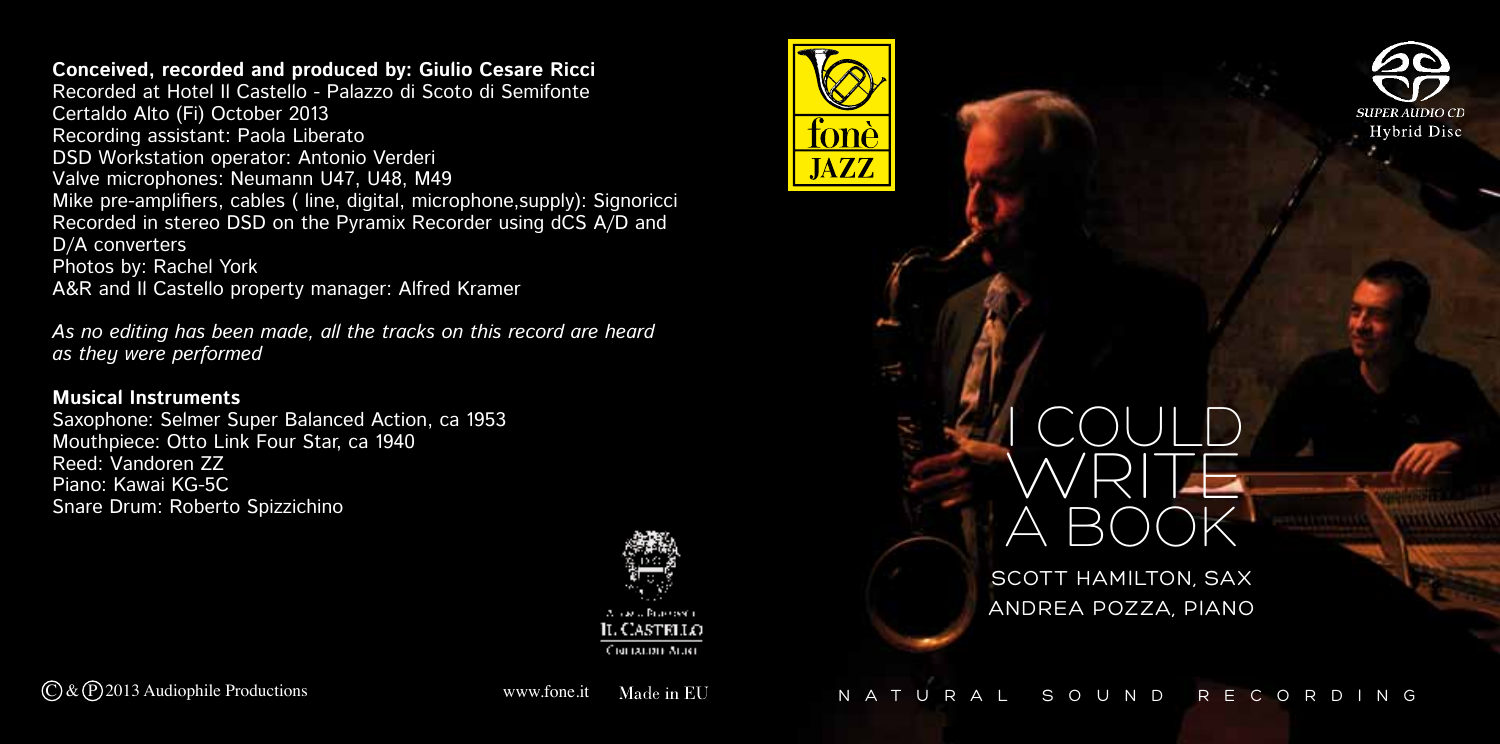**Conceived, recorded and produced by: Giulio Cesare Ricci**
Recorded at Hotel Il Castello - Palazzo di Scoto di Semifonte
Certaldo Alto (Fi) October 2013
Recording assistant: Paola Liberato
DSD Workstation operator: Antonio Verderi
Valve microphones: Neumann U47, U48, M49
Mike pre-amplifiers, cables ( line, digital, microphone,supply): Signoricci
Recorded in stereo DSD on the Pyramix Recorder using dCS A/D and D/A converters
Photos by: Rachel York
A&R and Il Castello property manager: Alfred Kramer

*As no editing has been made, all the tracks on this record are heard as they were performed*

**Musical Instruments**
Saxophone: Selmer Super Balanced Action, ca 1953
Mouthpiece: Otto Link Four Star, ca 1940
Reed: Vandoren ZZ
Piano: Kawai KG-5C
Snare Drum: Roberto Spizzichino

IL CASTELLO
CERTALDO ALTO

fonè JAZZ

SUPER AUDIO CD
Hybrid Disc

# I COULD WRITE A BOOK

SCOTT HAMILTON, SAX
ANDREA POZZA, PIANO

Ⓒ & Ⓟ 2013 Audiophile Productions www.fone.it Made in EU

NATURAL SOUND RECORDING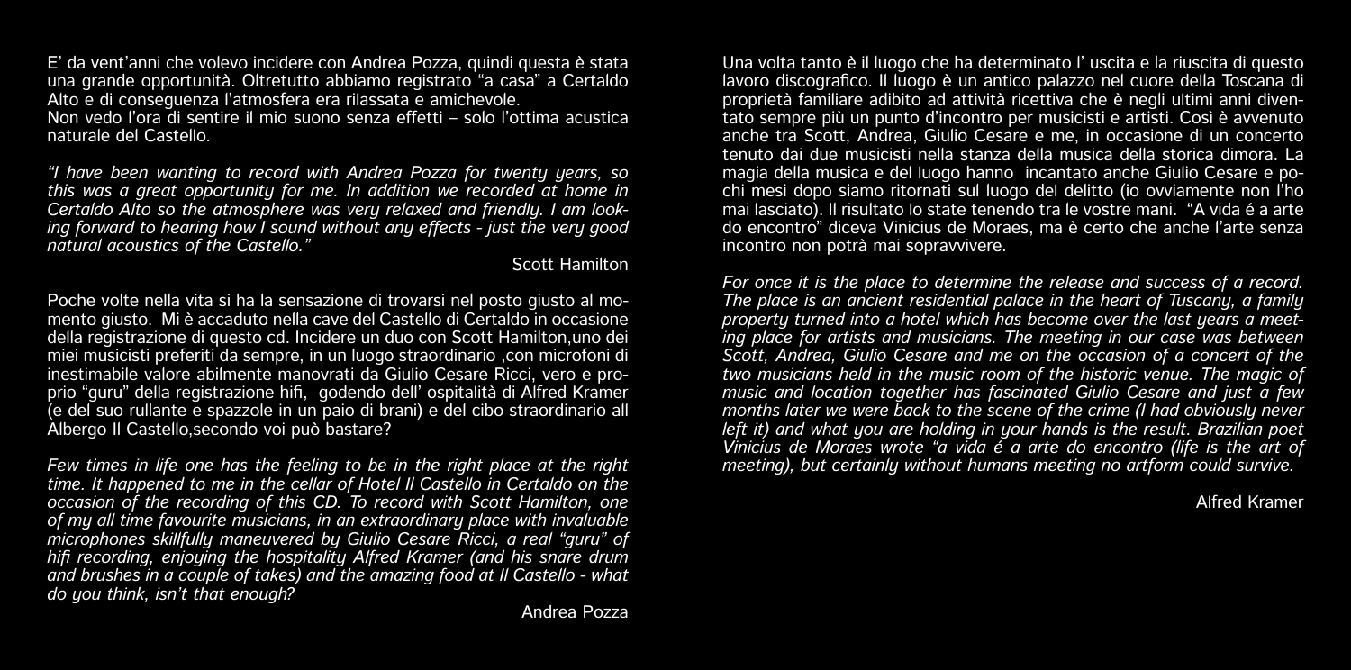E' da vent'anni che volevo incidere con Andrea Pozza, quindi questa è stata una grande opportunità. Oltretutto abbiamo registrato "a casa" a Certaldo Alto e di conseguenza l'atmosfera era rilassata e amichevole.
Non vedo l'ora di sentire il mio suono senza effetti – solo l'ottima acustica naturale del Castello.

*"I have been wanting to record with Andrea Pozza for twenty years, so this was a great opportunity for me. In addition we recorded at home in Certaldo Alto so the atmosphere was very relaxed and friendly. I am looking forward to hearing how I sound without any effects - just the very good natural acoustics of the Castello."*

Scott Hamilton

Poche volte nella vita si ha la sensazione di trovarsi nel posto giusto al momento giusto. Mi è accaduto nella cave del Castello di Certaldo in occasione della registrazione di questo cd. Incidere un duo con Scott Hamilton,uno dei miei musicisti preferiti da sempre, in un luogo straordinario ,con microfoni di inestimabile valore abilmente manovrati da Giulio Cesare Ricci, vero e proprio "guru" della registrazione hifi, godendo dell' ospitalità di Alfred Kramer (e del suo rullante e spazzole in un paio di brani) e del cibo straordinario all Albergo Il Castello,secondo voi può bastare?

*Few times in life one has the feeling to be in the right place at the right time. It happened to me in the cellar of Hotel Il Castello in Certaldo on the occasion of the recording of this CD. To record with Scott Hamilton, one of my all time favourite musicians, in an extraordinary place with invaluable microphones skillfully maneuvered by Giulio Cesare Ricci, a real "guru" of hifi recording, enjoying the hospitality Alfred Kramer (and his snare drum and brushes in a couple of takes) and the amazing food at Il Castello - what do you think, isn't that enough?*

Andrea Pozza

Una volta tanto è il luogo che ha determinato l' uscita e la riuscita di questo lavoro discografico. Il luogo è un antico palazzo nel cuore della Toscana di proprietà familiare adibito ad attività ricettiva che è negli ultimi anni diventato sempre più un punto d'incontro per musicisti e artisti. Così è avvenuto anche tra Scott, Andrea, Giulio Cesare e me, in occasione di un concerto tenuto dai due musicisti nella stanza della musica della storica dimora. La magia della musica e del luogo hanno incantato anche Giulio Cesare e pochi mesi dopo siamo ritornati sul luogo del delitto (io ovviamente non l'ho mai lasciato). Il risultato lo state tenendo tra le vostre mani. "A vida é a arte do encontro" diceva Vinicius de Moraes, ma è certo che anche l'arte senza incontro non potrà mai sopravvivere.

*For once it is the place to determine the release and success of a record. The place is an ancient residential palace in the heart of Tuscany, a family property turned into a hotel which has become over the last years a meeting place for artists and musicians. The meeting in our case was between Scott, Andrea, Giulio Cesare and me on the occasion of a concert of the two musicians held in the music room of the historic venue. The magic of music and location together has fascinated Giulio Cesare and just a few months later we were back to the scene of the crime (I had obviously never left it) and what you are holding in your hands is the result. Brazilian poet Vinicius de Moraes wrote "a vida é a arte do encontro (life is the art of meeting), but certainly without humans meeting no artform could survive.*

Alfred Kramer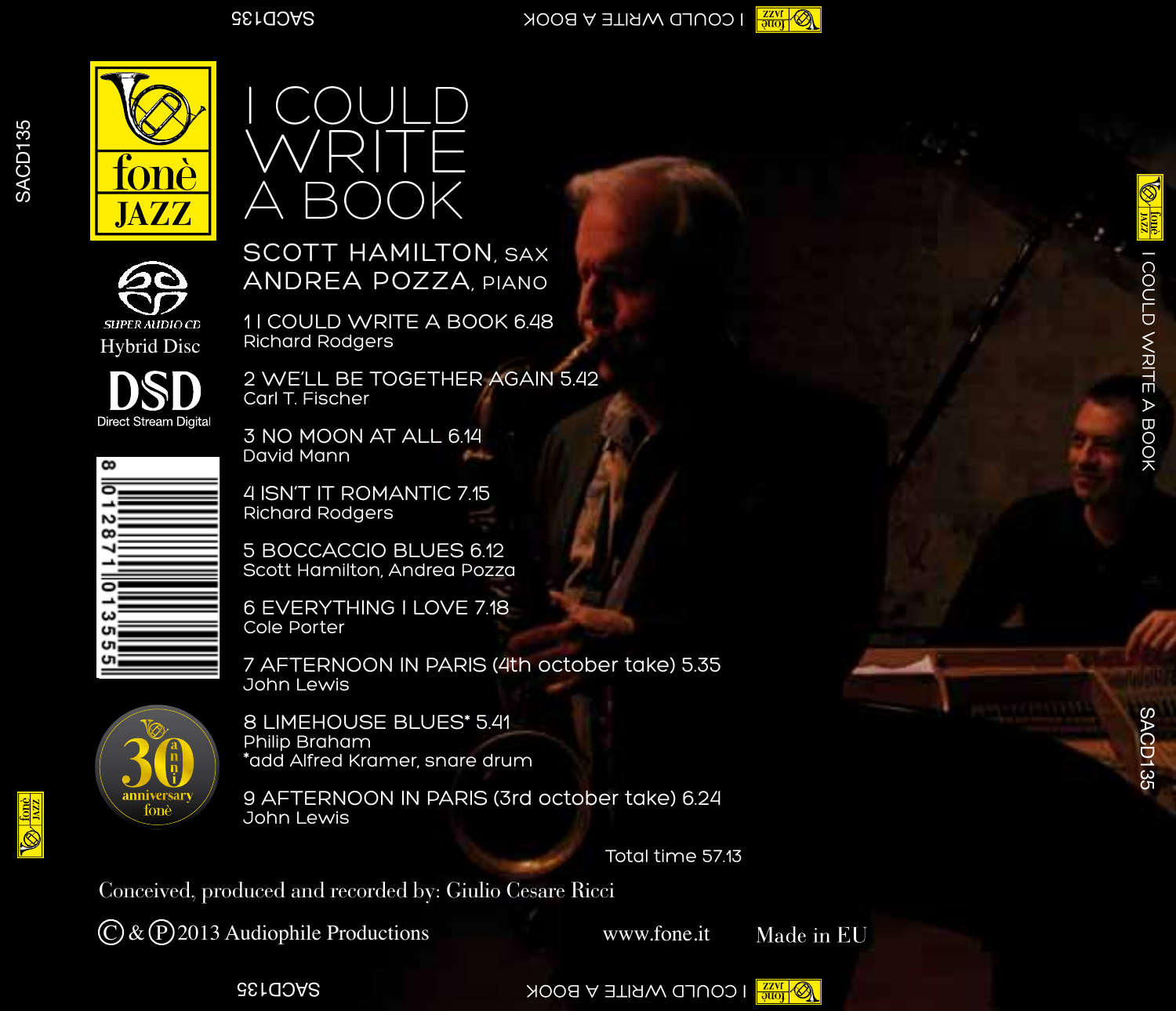# I COULD WRITE A BOOK

## SCOTT HAMILTON, SAX
## ANDREA POZZA, PIANO

fonè JAZZ

SUPER AUDIO CD
Hybrid Disc

DSD
Direct Stream Digital

8 012871 013555

30 anni anniversary fonè

1 I COULD WRITE A BOOK 6.48
Richard Rodgers

2 WE'LL BE TOGETHER AGAIN 5.42
Carl T. Fischer

3 NO MOON AT ALL 6.14
David Mann

4 ISN'T IT ROMANTIC 7.15
Richard Rodgers

5 BOCCACCIO BLUES 6.12
Scott Hamilton, Andrea Pozza

6 EVERYTHING I LOVE 7.18
Cole Porter

7 AFTERNOON IN PARIS (4th october take) 5.35
John Lewis

8 LIMEHOUSE BLUES* 5.41
Philip Braham
*add Alfred Kramer, snare drum

9 AFTERNOON IN PARIS (3rd october take) 6.24
John Lewis

Total time 57.13

Conceived, produced and recorded by: Giulio Cesare Ricci

Ⓒ & Ⓟ 2013 Audiophile Productions

www.fone.it

Made in EU

SACD135 — I COULD WRITE A BOOK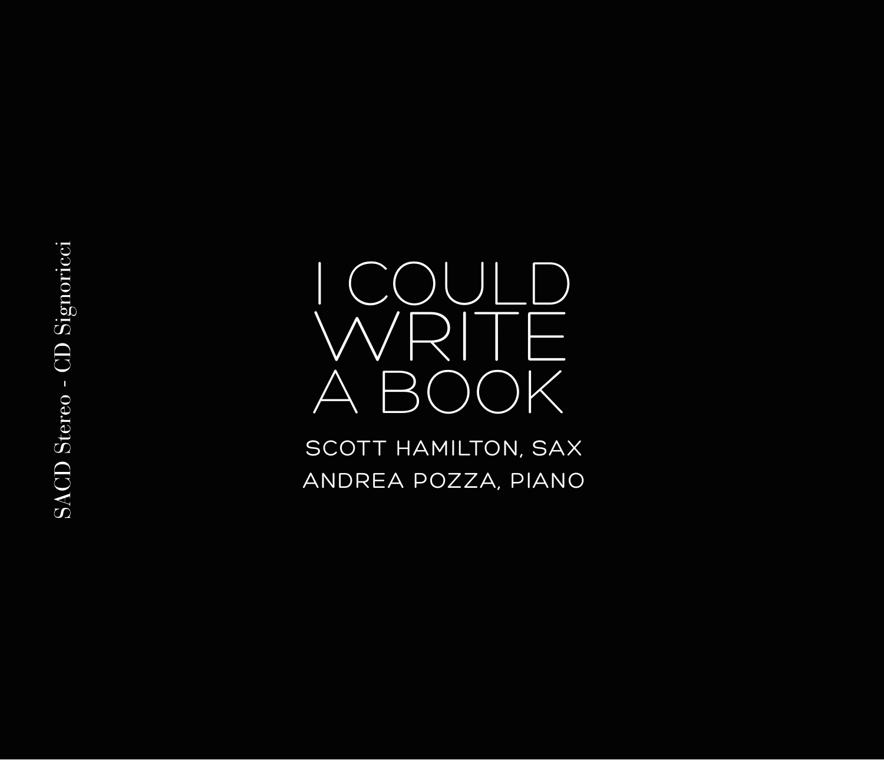SACD Stereo - CD Signoricci

# I COULD WRITE A BOOK

SCOTT HAMILTON, SAX

ANDREA POZZA, PIANO